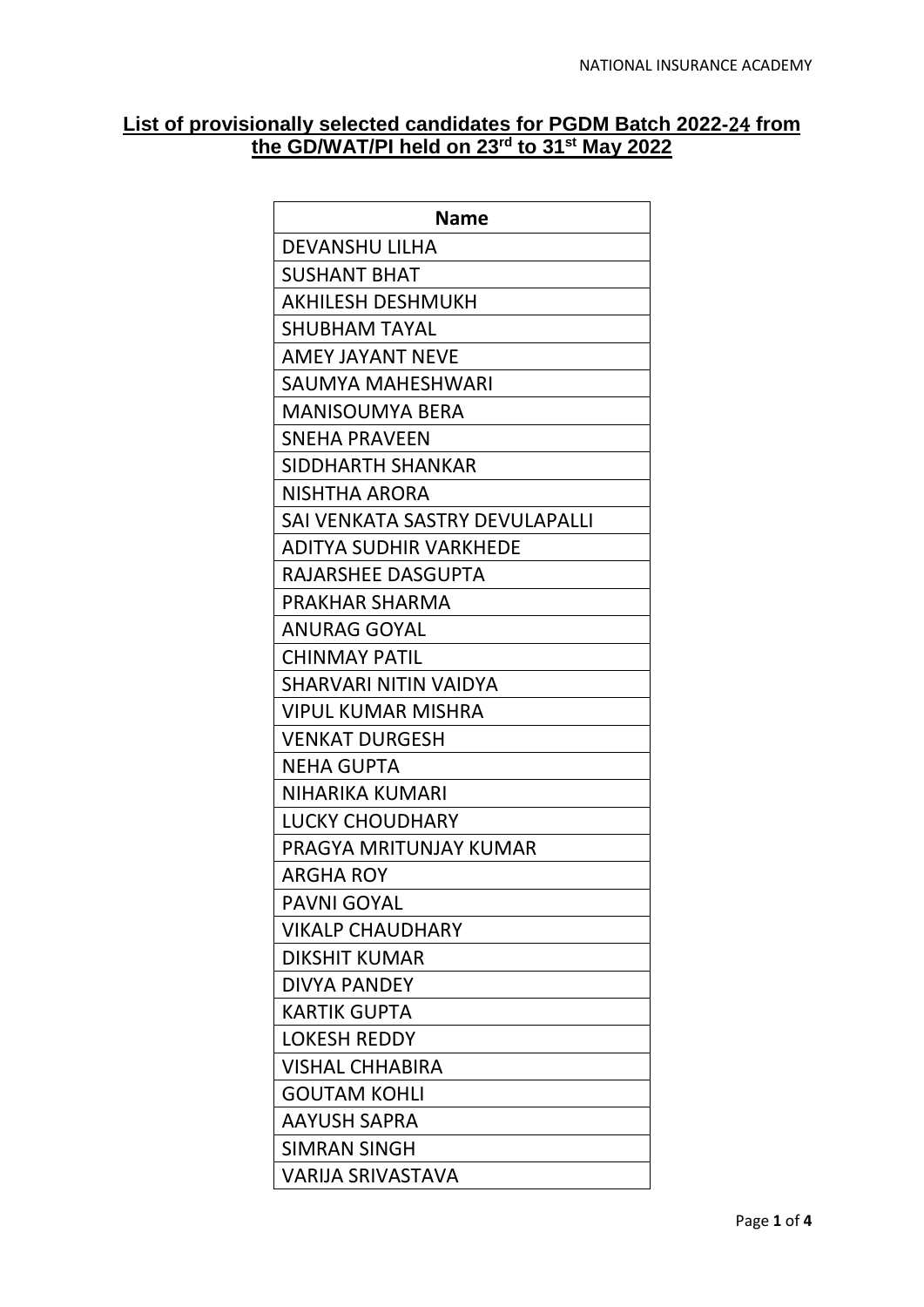## List of provisionally selected candidates for PGDM Batch 2022-24 from the GD/WAT/PI held on 23rd to 31st May 2022

| Name |
|---|
| DEVANSHU LILHA |
| SUSHANT BHAT |
| AKHILESH DESHMUKH |
| SHUBHAM TAYAL |
| AMEY JAYANT NEVE |
| SAUMYA MAHESHWARI |
| MANISOUMYA BERA |
| SNEHA PRAVEEN |
| SIDDHARTH SHANKAR |
| NISHTHA ARORA |
| SAI VENKATA SASTRY DEVULAPALLI |
| ADITYA SUDHIR VARKHEDE |
| RAJARSHEE DASGUPTA |
| PRAKHAR SHARMA |
| ANURAG GOYAL |
| CHINMAY PATIL |
| SHARVARI NITIN VAIDYA |
| VIPUL KUMAR MISHRA |
| VENKAT DURGESH |
| NEHA GUPTA |
| NIHARIKA KUMARI |
| LUCKY CHOUDHARY |
| PRAGYA MRITUNJAY KUMAR |
| ARGHA ROY |
| PAVNI GOYAL |
| VIKALP CHAUDHARY |
| DIKSHIT KUMAR |
| DIVYA PANDEY |
| KARTIK GUPTA |
| LOKESH REDDY |
| VISHAL CHHABIRA |
| GOUTAM KOHLI |
| AAYUSH SAPRA |
| SIMRAN SINGH |
| VARIJA SRIVASTAVA |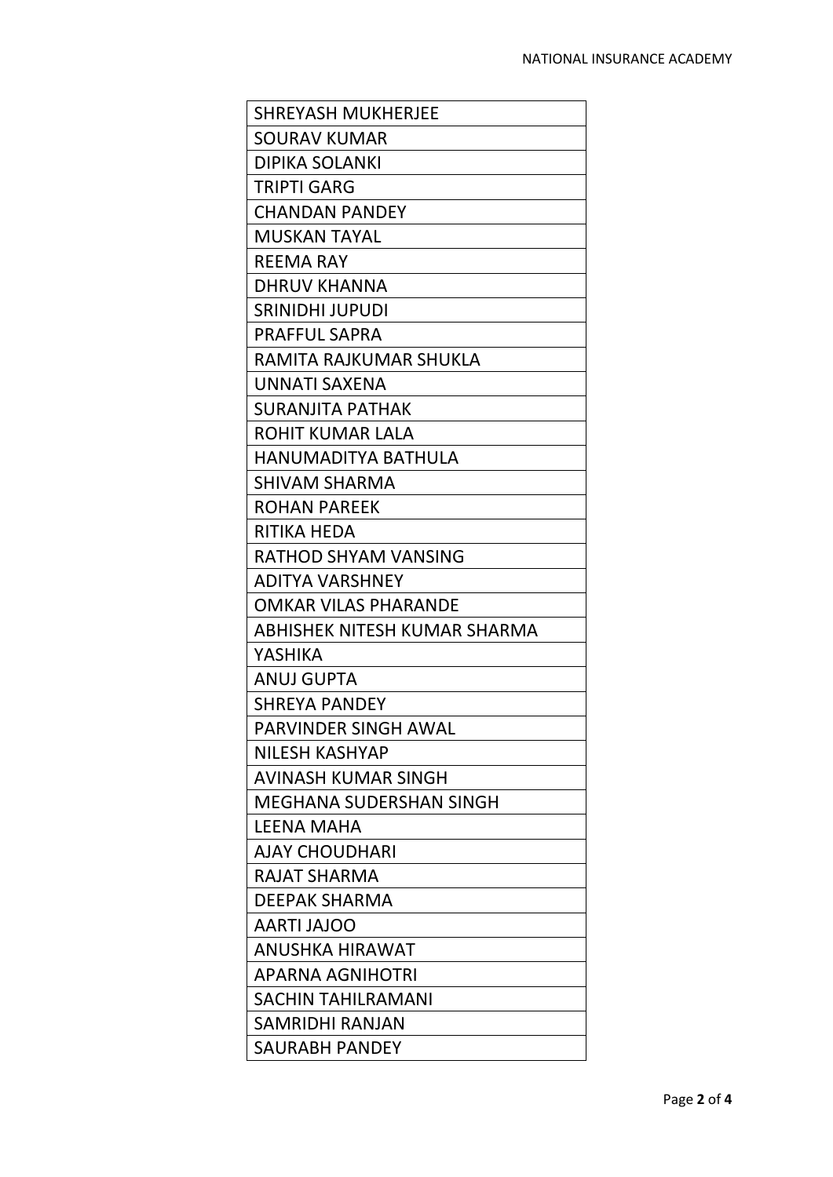| SHREYASH MUKHERJEE |
|---|
| SOURAV KUMAR |
| DIPIKA SOLANKI |
| TRIPTI GARG |
| CHANDAN PANDEY |
| MUSKAN TAYAL |
| REEMA RAY |
| DHRUV KHANNA |
| SRINIDHI JUPUDI |
| PRAFFUL SAPRA |
| RAMITA RAJKUMAR SHUKLA |
| UNNATI SAXENA |
| SURANJITA PATHAK |
| ROHIT KUMAR LALA |
| HANUMADITYA BATHULA |
| SHIVAM SHARMA |
| ROHAN PAREEK |
| RITIKA HEDA |
| RATHOD SHYAM VANSING |
| ADITYA VARSHNEY |
| OMKAR VILAS PHARANDE |
| ABHISHEK NITESH KUMAR SHARMA |
| YASHIKA |
| ANUJ GUPTA |
| SHREYA PANDEY |
| PARVINDER SINGH AWAL |
| NILESH KASHYAP |
| AVINASH KUMAR SINGH |
| MEGHANA SUDERSHAN SINGH |
| LEENA MAHA |
| AJAY CHOUDHARI |
| RAJAT SHARMA |
| DEEPAK SHARMA |
| AARTI JAJOO |
| ANUSHKA HIRAWAT |
| APARNA AGNIHOTRI |
| SACHIN TAHILRAMANI |
| SAMRIDHI RANJAN |
| SAURABH PANDEY |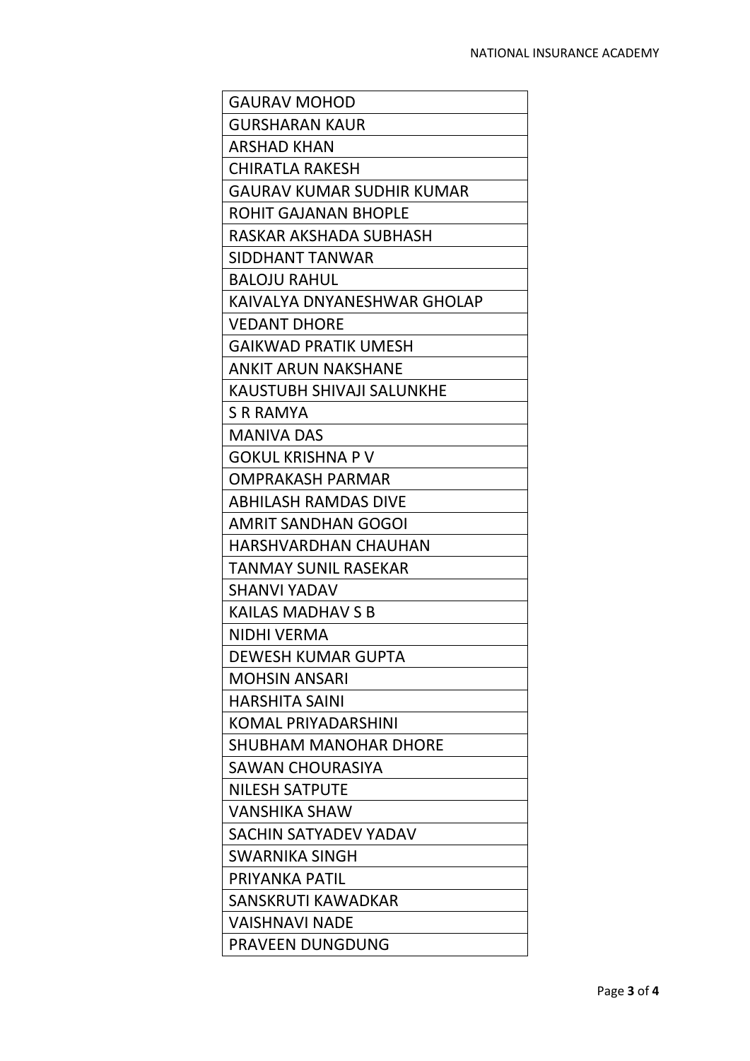| GAURAV MOHOD |
| --- |
| GURSHARAN KAUR |
| ARSHAD KHAN |
| CHIRATLA RAKESH |
| GAURAV KUMAR SUDHIR KUMAR |
| ROHIT GAJANAN BHOPLE |
| RASKAR AKSHADA SUBHASH |
| SIDDHANT TANWAR |
| BALOJU RAHUL |
| KAIVALYA DNYANESHWAR GHOLAP |
| VEDANT DHORE |
| GAIKWAD PRATIK UMESH |
| ANKIT ARUN NAKSHANE |
| KAUSTUBH SHIVAJI SALUNKHE |
| S R RAMYA |
| MANIVA DAS |
| GOKUL KRISHNA P V |
| OMPRAKASH PARMAR |
| ABHILASH RAMDAS DIVE |
| AMRIT SANDHAN GOGOI |
| HARSHVARDHAN CHAUHAN |
| TANMAY SUNIL RASEKAR |
| SHANVI YADAV |
| KAILAS MADHAV S B |
| NIDHI VERMA |
| DEWESH KUMAR GUPTA |
| MOHSIN ANSARI |
| HARSHITA SAINI |
| KOMAL PRIYADARSHINI |
| SHUBHAM MANOHAR DHORE |
| SAWAN CHOURASIYA |
| NILESH SATPUTE |
| VANSHIKA SHAW |
| SACHIN SATYADEV YADAV |
| SWARNIKA SINGH |
| PRIYANKA PATIL |
| SANSKRUTI KAWADKAR |
| VAISHNAVI NADE |
| PRAVEEN DUNGDUNG |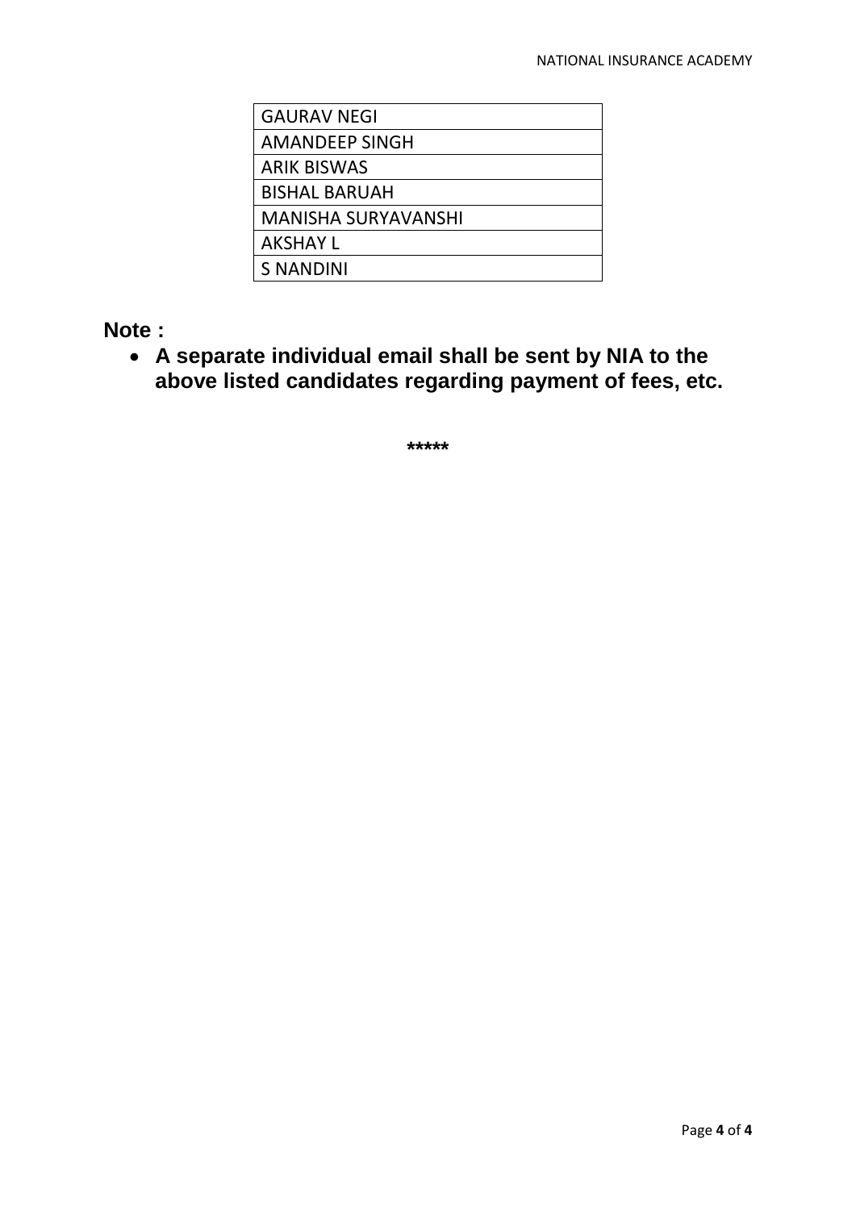| |
|---|
| GAURAV NEGI |
| AMANDEEP SINGH |
| ARIK BISWAS |
| BISHAL BARUAH |
| MANISHA SURYAVANSHI |
| AKSHAY L |
| S NANDINI |

**Note :**

- **A separate individual email shall be sent by NIA to the above listed candidates regarding payment of fees, etc.**

*****